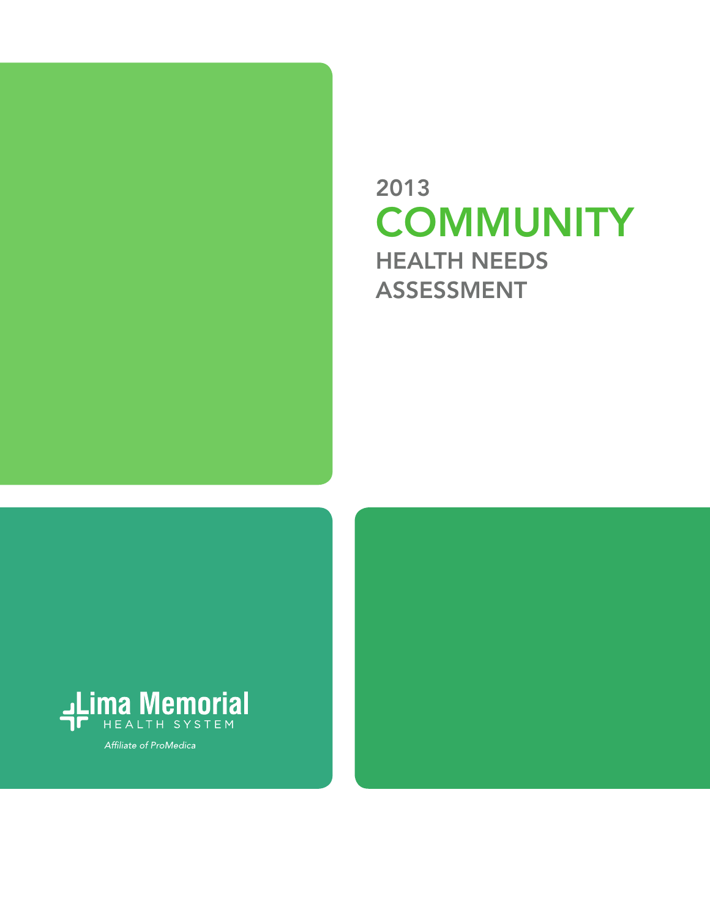# 2013 COMMUNITY HEALTH NEEDS ASSESSMENT

Lima Memorial
HEALTH SYSTEM

*Affiliate of ProMedica*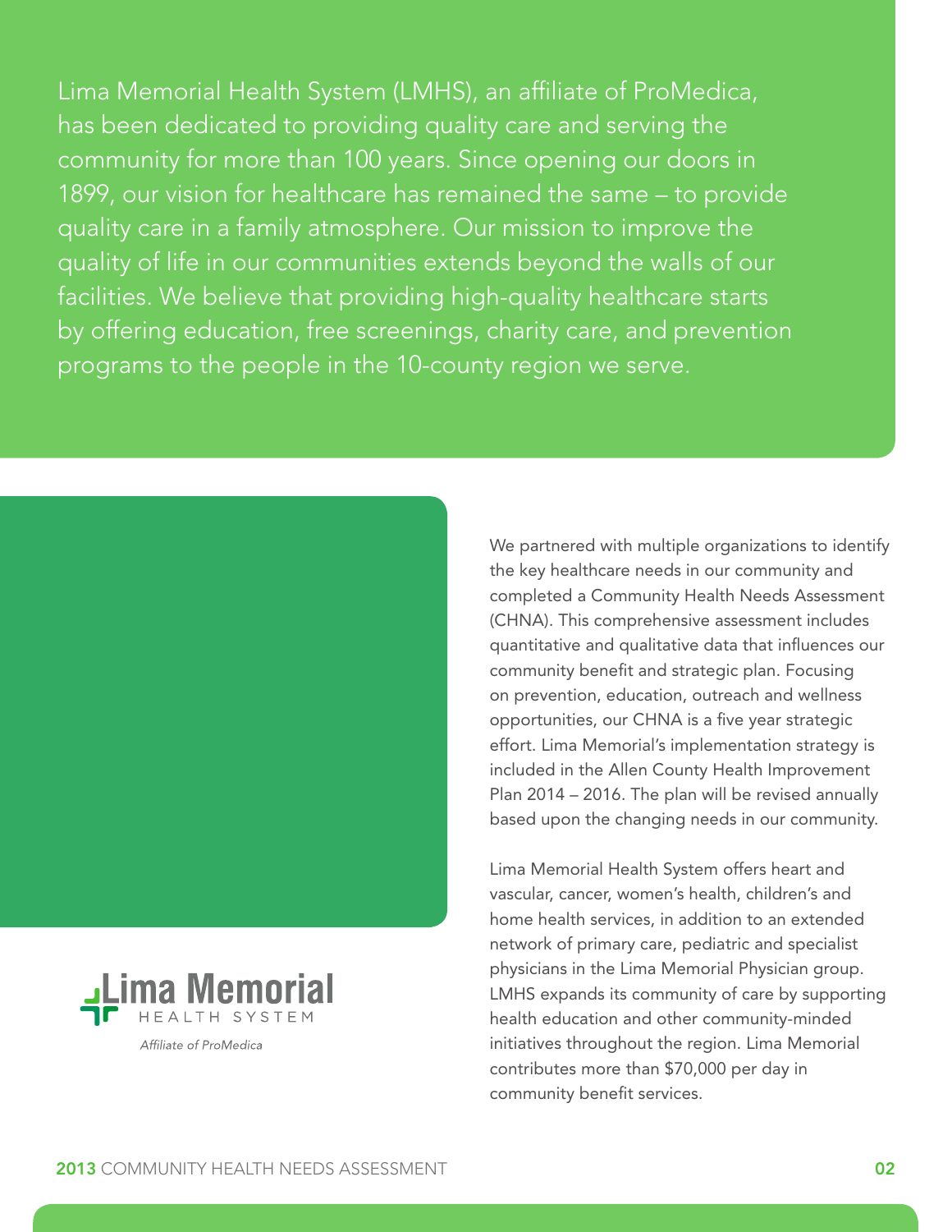Lima Memorial Health System (LMHS), an affiliate of ProMedica, has been dedicated to providing quality care and serving the community for more than 100 years. Since opening our doors in 1899, our vision for healthcare has remained the same – to provide quality care in a family atmosphere. Our mission to improve the quality of life in our communities extends beyond the walls of our facilities. We believe that providing high-quality healthcare starts by offering education, free screenings, charity care, and prevention programs to the people in the 10-county region we serve.

Lima Memorial HEALTH SYSTEM

*Affiliate of ProMedica*

We partnered with multiple organizations to identify the key healthcare needs in our community and completed a Community Health Needs Assessment (CHNA). This comprehensive assessment includes quantitative and qualitative data that influences our community benefit and strategic plan. Focusing on prevention, education, outreach and wellness opportunities, our CHNA is a five year strategic effort. Lima Memorial's implementation strategy is included in the Allen County Health Improvement Plan 2014 – 2016. The plan will be revised annually based upon the changing needs in our community.

Lima Memorial Health System offers heart and vascular, cancer, women's health, children's and home health services, in addition to an extended network of primary care, pediatric and specialist physicians in the Lima Memorial Physician group. LMHS expands its community of care by supporting health education and other community-minded initiatives throughout the region. Lima Memorial contributes more than $70,000 per day in community benefit services.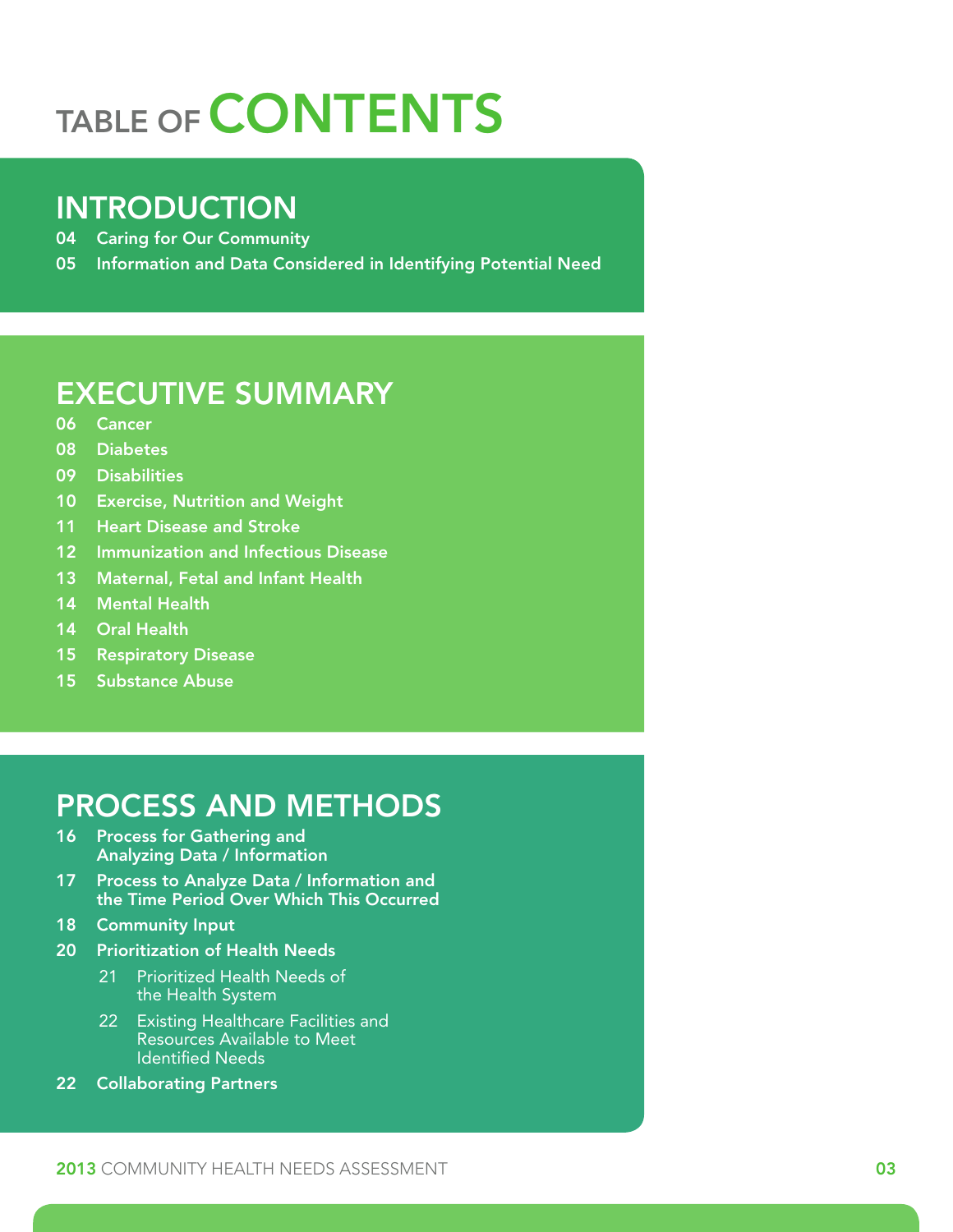# TABLE OF CONTENTS

## INTRODUCTION

- 04 Caring for Our Community
- 05 Information and Data Considered in Identifying Potential Need

## EXECUTIVE SUMMARY

- 06 Cancer
- 08 Diabetes
- 09 Disabilities
- 10 Exercise, Nutrition and Weight
- 11 Heart Disease and Stroke
- 12 Immunization and Infectious Disease
- 13 Maternal, Fetal and Infant Health
- 14 Mental Health
- 14 Oral Health
- 15 Respiratory Disease
- 15 Substance Abuse

## PROCESS AND METHODS

- 16 Process for Gathering and Analyzing Data / Information
- 17 Process to Analyze Data / Information and the Time Period Over Which This Occurred
- 18 Community Input
- 20 Prioritization of Health Needs
  - 21 Prioritized Health Needs of the Health System
  - 22 Existing Healthcare Facilities and Resources Available to Meet Identified Needs
- 22 Collaborating Partners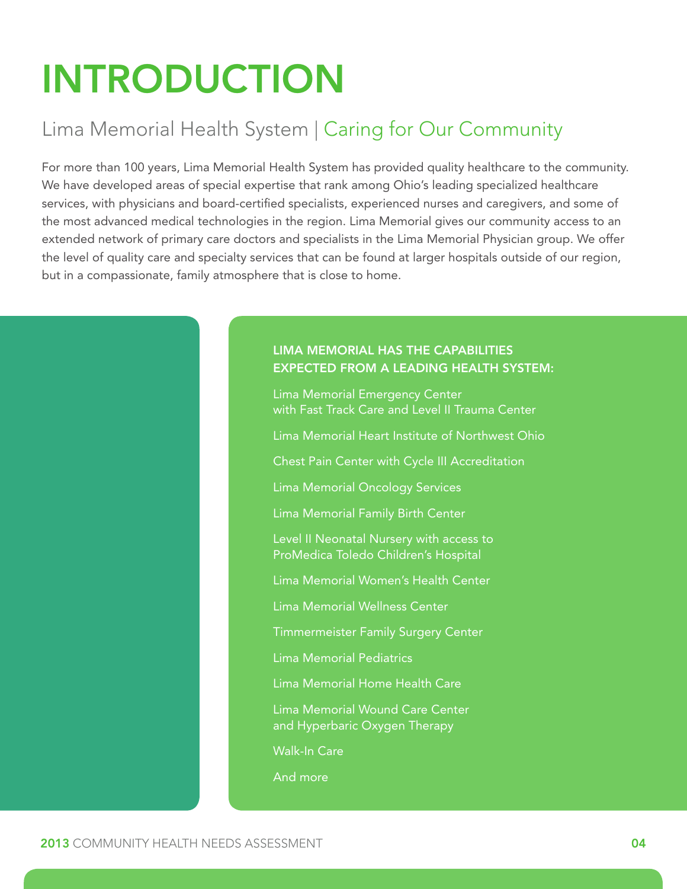# INTRODUCTION

## Lima Memorial Health System | Caring for Our Community

For more than 100 years, Lima Memorial Health System has provided quality healthcare to the community. We have developed areas of special expertise that rank among Ohio's leading specialized healthcare services, with physicians and board-certified specialists, experienced nurses and caregivers, and some of the most advanced medical technologies in the region. Lima Memorial gives our community access to an extended network of primary care doctors and specialists in the Lima Memorial Physician group. We offer the level of quality care and specialty services that can be found at larger hospitals outside of our region, but in a compassionate, family atmosphere that is close to home.

**LIMA MEMORIAL HAS THE CAPABILITIES EXPECTED FROM A LEADING HEALTH SYSTEM:**

- Lima Memorial Emergency Center with Fast Track Care and Level II Trauma Center
- Lima Memorial Heart Institute of Northwest Ohio
- Chest Pain Center with Cycle III Accreditation
- Lima Memorial Oncology Services
- Lima Memorial Family Birth Center
- Level II Neonatal Nursery with access to ProMedica Toledo Children's Hospital
- Lima Memorial Women's Health Center
- Lima Memorial Wellness Center
- Timmermeister Family Surgery Center
- Lima Memorial Pediatrics
- Lima Memorial Home Health Care
- Lima Memorial Wound Care Center and Hyperbaric Oxygen Therapy
- Walk-In Care
- And more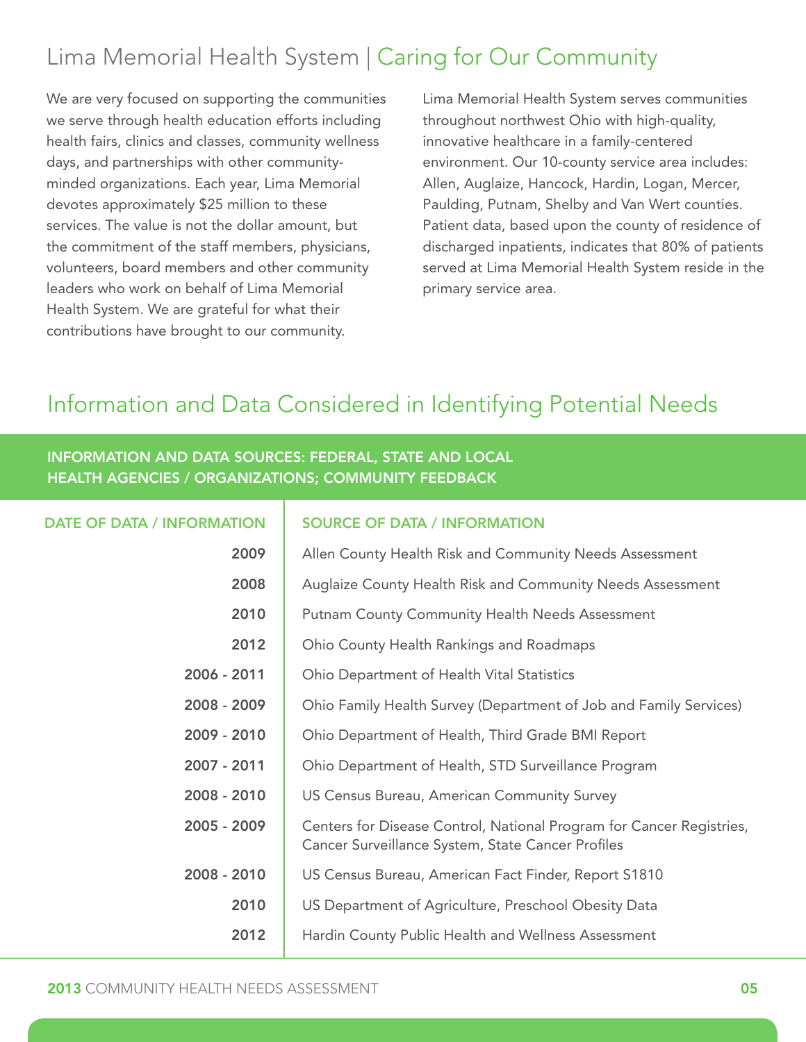## Lima Memorial Health System | Caring for Our Community

We are very focused on supporting the communities we serve through health education efforts including health fairs, clinics and classes, community wellness days, and partnerships with other community-minded organizations. Each year, Lima Memorial devotes approximately $25 million to these services. The value is not the dollar amount, but the commitment of the staff members, physicians, volunteers, board members and other community leaders who work on behalf of Lima Memorial Health System. We are grateful for what their contributions have brought to our community.

Lima Memorial Health System serves communities throughout northwest Ohio with high-quality, innovative healthcare in a family-centered environment. Our 10-county service area includes: Allen, Auglaize, Hancock, Hardin, Logan, Mercer, Paulding, Putnam, Shelby and Van Wert counties. Patient data, based upon the county of residence of discharged inpatients, indicates that 80% of patients served at Lima Memorial Health System reside in the primary service area.

## Information and Data Considered in Identifying Potential Needs

**INFORMATION AND DATA SOURCES: FEDERAL, STATE AND LOCAL HEALTH AGENCIES / ORGANIZATIONS; COMMUNITY FEEDBACK**

| DATE OF DATA / INFORMATION | SOURCE OF DATA / INFORMATION |
|---|---|
| 2009 | Allen County Health Risk and Community Needs Assessment |
| 2008 | Auglaize County Health Risk and Community Needs Assessment |
| 2010 | Putnam County Community Health Needs Assessment |
| 2012 | Ohio County Health Rankings and Roadmaps |
| 2006 - 2011 | Ohio Department of Health Vital Statistics |
| 2008 - 2009 | Ohio Family Health Survey (Department of Job and Family Services) |
| 2009 - 2010 | Ohio Department of Health, Third Grade BMI Report |
| 2007 - 2011 | Ohio Department of Health, STD Surveillance Program |
| 2008 - 2010 | US Census Bureau, American Community Survey |
| 2005 - 2009 | Centers for Disease Control, National Program for Cancer Registries, Cancer Surveillance System, State Cancer Profiles |
| 2008 - 2010 | US Census Bureau, American Fact Finder, Report S1810 |
| 2010 | US Department of Agriculture, Preschool Obesity Data |
| 2012 | Hardin County Public Health and Wellness Assessment |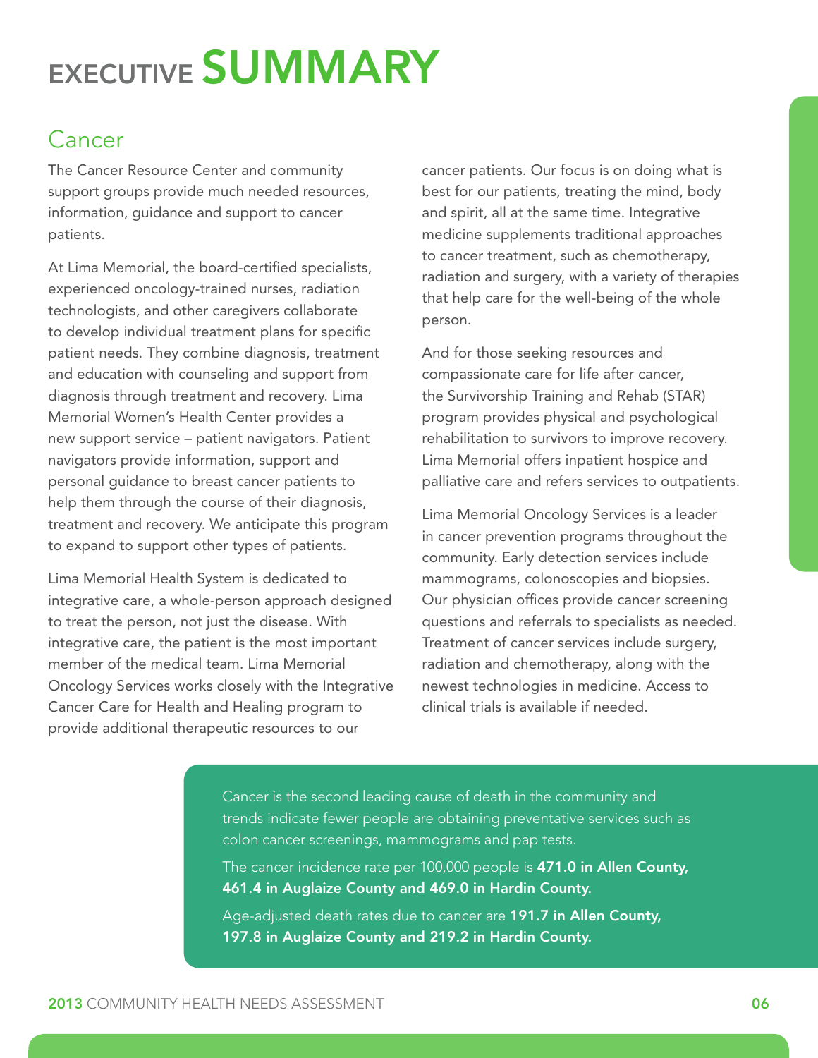# EXECUTIVE SUMMARY

## Cancer

The Cancer Resource Center and community support groups provide much needed resources, information, guidance and support to cancer patients.

At Lima Memorial, the board-certified specialists, experienced oncology-trained nurses, radiation technologists, and other caregivers collaborate to develop individual treatment plans for specific patient needs. They combine diagnosis, treatment and education with counseling and support from diagnosis through treatment and recovery. Lima Memorial Women's Health Center provides a new support service – patient navigators. Patient navigators provide information, support and personal guidance to breast cancer patients to help them through the course of their diagnosis, treatment and recovery. We anticipate this program to expand to support other types of patients.

Lima Memorial Health System is dedicated to integrative care, a whole-person approach designed to treat the person, not just the disease. With integrative care, the patient is the most important member of the medical team. Lima Memorial Oncology Services works closely with the Integrative Cancer Care for Health and Healing program to provide additional therapeutic resources to our cancer patients. Our focus is on doing what is best for our patients, treating the mind, body and spirit, all at the same time. Integrative medicine supplements traditional approaches to cancer treatment, such as chemotherapy, radiation and surgery, with a variety of therapies that help care for the well-being of the whole person.

And for those seeking resources and compassionate care for life after cancer, the Survivorship Training and Rehab (STAR) program provides physical and psychological rehabilitation to survivors to improve recovery. Lima Memorial offers inpatient hospice and palliative care and refers services to outpatients.

Lima Memorial Oncology Services is a leader in cancer prevention programs throughout the community. Early detection services include mammograms, colonoscopies and biopsies. Our physician offices provide cancer screening questions and referrals to specialists as needed. Treatment of cancer services include surgery, radiation and chemotherapy, along with the newest technologies in medicine. Access to clinical trials is available if needed.

Cancer is the second leading cause of death in the community and trends indicate fewer people are obtaining preventative services such as colon cancer screenings, mammograms and pap tests.

The cancer incidence rate per 100,000 people is **471.0 in Allen County, 461.4 in Auglaize County and 469.0 in Hardin County.**

Age-adjusted death rates due to cancer are **191.7 in Allen County, 197.8 in Auglaize County and 219.2 in Hardin County.**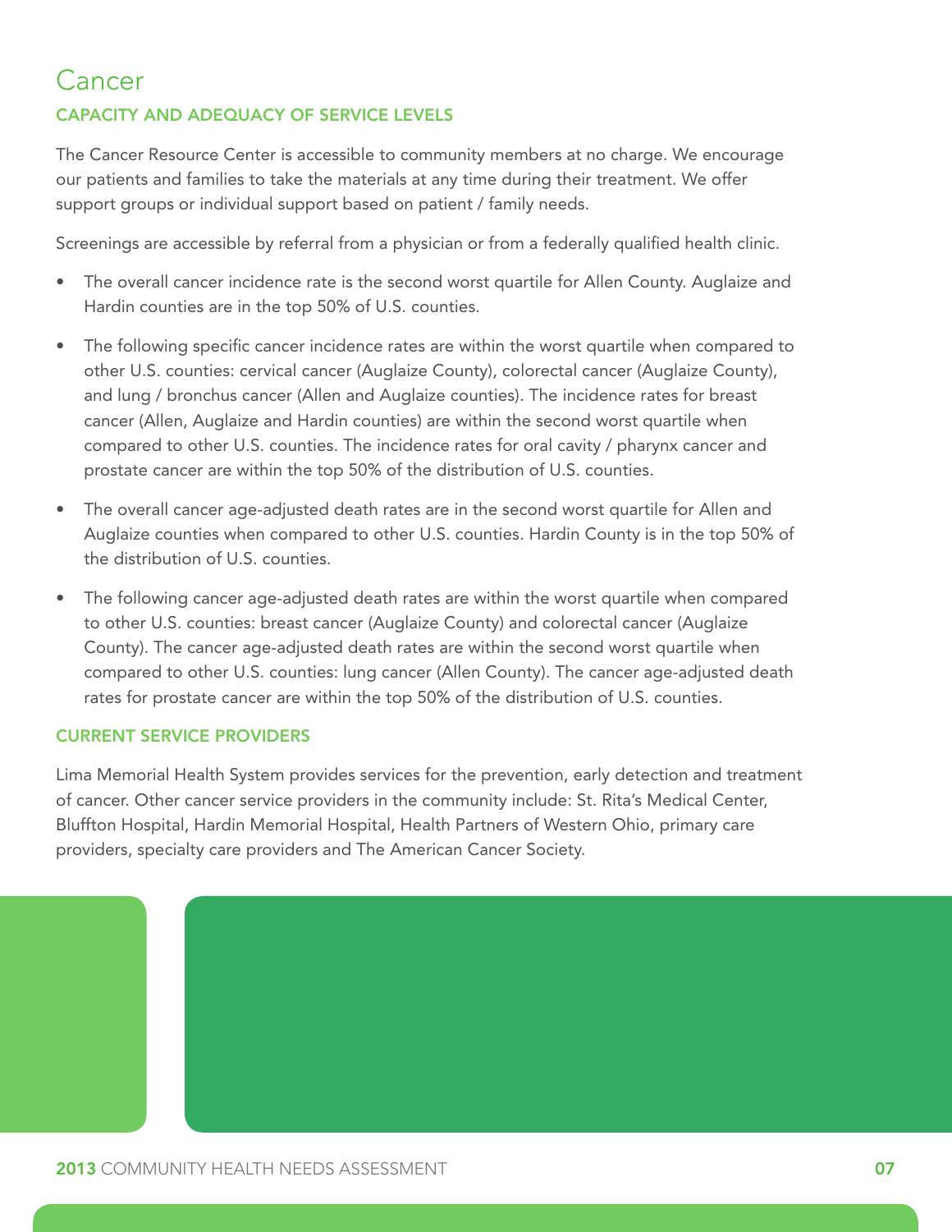# Cancer

## CAPACITY AND ADEQUACY OF SERVICE LEVELS

The Cancer Resource Center is accessible to community members at no charge. We encourage our patients and families to take the materials at any time during their treatment. We offer support groups or individual support based on patient / family needs.

Screenings are accessible by referral from a physician or from a federally qualified health clinic.

- The overall cancer incidence rate is the second worst quartile for Allen County. Auglaize and Hardin counties are in the top 50% of U.S. counties.
- The following specific cancer incidence rates are within the worst quartile when compared to other U.S. counties: cervical cancer (Auglaize County), colorectal cancer (Auglaize County), and lung / bronchus cancer (Allen and Auglaize counties). The incidence rates for breast cancer (Allen, Auglaize and Hardin counties) are within the second worst quartile when compared to other U.S. counties. The incidence rates for oral cavity / pharynx cancer and prostate cancer are within the top 50% of the distribution of U.S. counties.
- The overall cancer age-adjusted death rates are in the second worst quartile for Allen and Auglaize counties when compared to other U.S. counties. Hardin County is in the top 50% of the distribution of U.S. counties.
- The following cancer age-adjusted death rates are within the worst quartile when compared to other U.S. counties: breast cancer (Auglaize County) and colorectal cancer (Auglaize County). The cancer age-adjusted death rates are within the second worst quartile when compared to other U.S. counties: lung cancer (Allen County). The cancer age-adjusted death rates for prostate cancer are within the top 50% of the distribution of U.S. counties.

## CURRENT SERVICE PROVIDERS

Lima Memorial Health System provides services for the prevention, early detection and treatment of cancer. Other cancer service providers in the community include: St. Rita's Medical Center, Bluffton Hospital, Hardin Memorial Hospital, Health Partners of Western Ohio, primary care providers, specialty care providers and The American Cancer Society.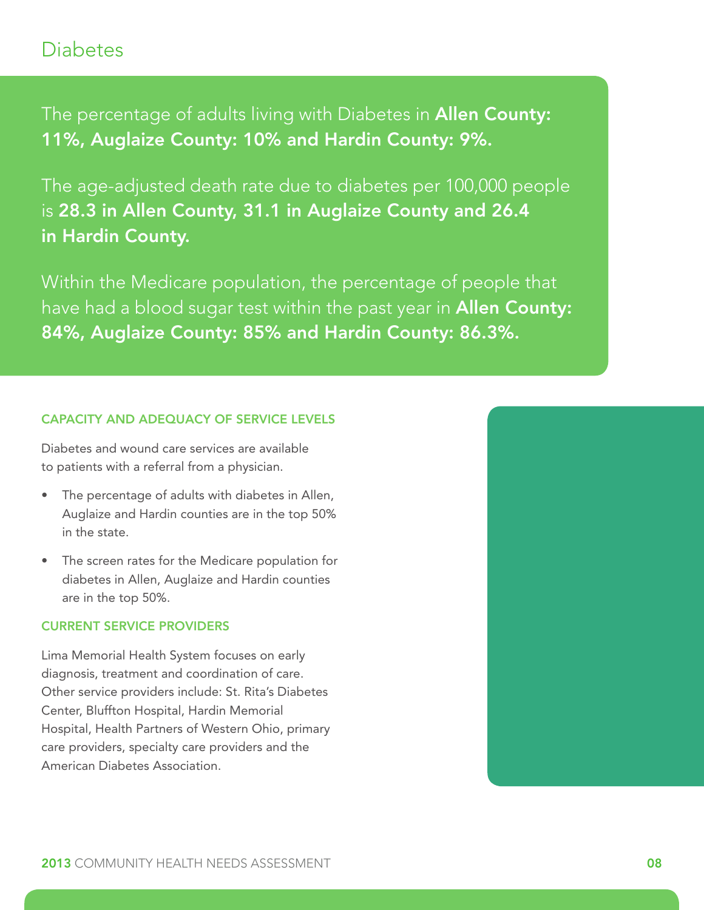# Diabetes

The percentage of adults living with Diabetes in **Allen County: 11%, Auglaize County: 10% and Hardin County: 9%.**

The age-adjusted death rate due to diabetes per 100,000 people is **28.3 in Allen County, 31.1 in Auglaize County and 26.4 in Hardin County.**

Within the Medicare population, the percentage of people that have had a blood sugar test within the past year in **Allen County: 84%, Auglaize County: 85% and Hardin County: 86.3%.**

### CAPACITY AND ADEQUACY OF SERVICE LEVELS

Diabetes and wound care services are available to patients with a referral from a physician.

- The percentage of adults with diabetes in Allen, Auglaize and Hardin counties are in the top 50% in the state.
- The screen rates for the Medicare population for diabetes in Allen, Auglaize and Hardin counties are in the top 50%.

### CURRENT SERVICE PROVIDERS

Lima Memorial Health System focuses on early diagnosis, treatment and coordination of care. Other service providers include: St. Rita's Diabetes Center, Bluffton Hospital, Hardin Memorial Hospital, Health Partners of Western Ohio, primary care providers, specialty care providers and the American Diabetes Association.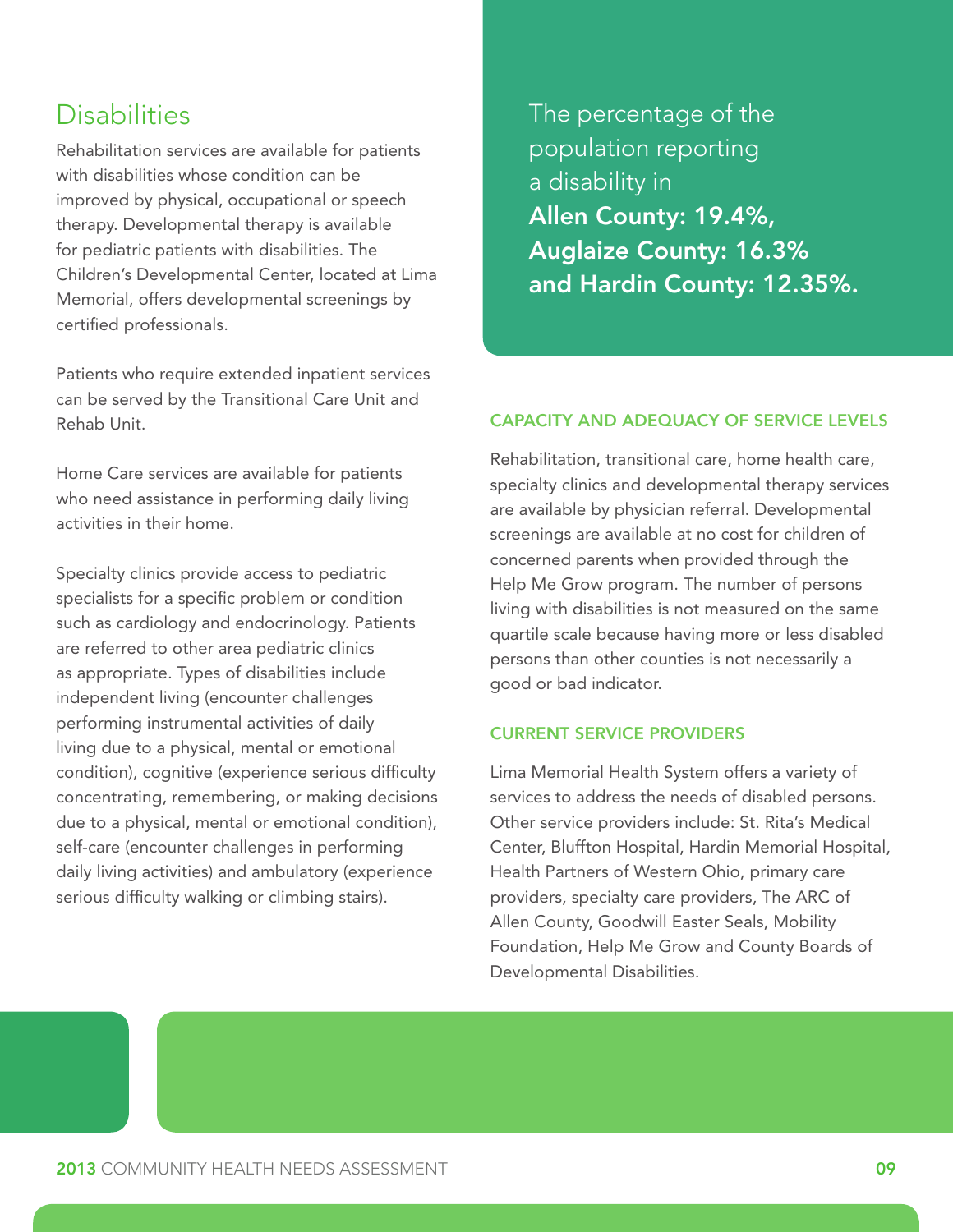## Disabilities

Rehabilitation services are available for patients with disabilities whose condition can be improved by physical, occupational or speech therapy. Developmental therapy is available for pediatric patients with disabilities. The Children's Developmental Center, located at Lima Memorial, offers developmental screenings by certified professionals.

Patients who require extended inpatient services can be served by the Transitional Care Unit and Rehab Unit.

Home Care services are available for patients who need assistance in performing daily living activities in their home.

Specialty clinics provide access to pediatric specialists for a specific problem or condition such as cardiology and endocrinology. Patients are referred to other area pediatric clinics as appropriate. Types of disabilities include independent living (encounter challenges performing instrumental activities of daily living due to a physical, mental or emotional condition), cognitive (experience serious difficulty concentrating, remembering, or making decisions due to a physical, mental or emotional condition), self-care (encounter challenges in performing daily living activities) and ambulatory (experience serious difficulty walking or climbing stairs).

The percentage of the population reporting a disability in **Allen County: 19.4%, Auglaize County: 16.3% and Hardin County: 12.35%.**

### CAPACITY AND ADEQUACY OF SERVICE LEVELS

Rehabilitation, transitional care, home health care, specialty clinics and developmental therapy services are available by physician referral. Developmental screenings are available at no cost for children of concerned parents when provided through the Help Me Grow program. The number of persons living with disabilities is not measured on the same quartile scale because having more or less disabled persons than other counties is not necessarily a good or bad indicator.

### CURRENT SERVICE PROVIDERS

Lima Memorial Health System offers a variety of services to address the needs of disabled persons. Other service providers include: St. Rita's Medical Center, Bluffton Hospital, Hardin Memorial Hospital, Health Partners of Western Ohio, primary care providers, specialty care providers, The ARC of Allen County, Goodwill Easter Seals, Mobility Foundation, Help Me Grow and County Boards of Developmental Disabilities.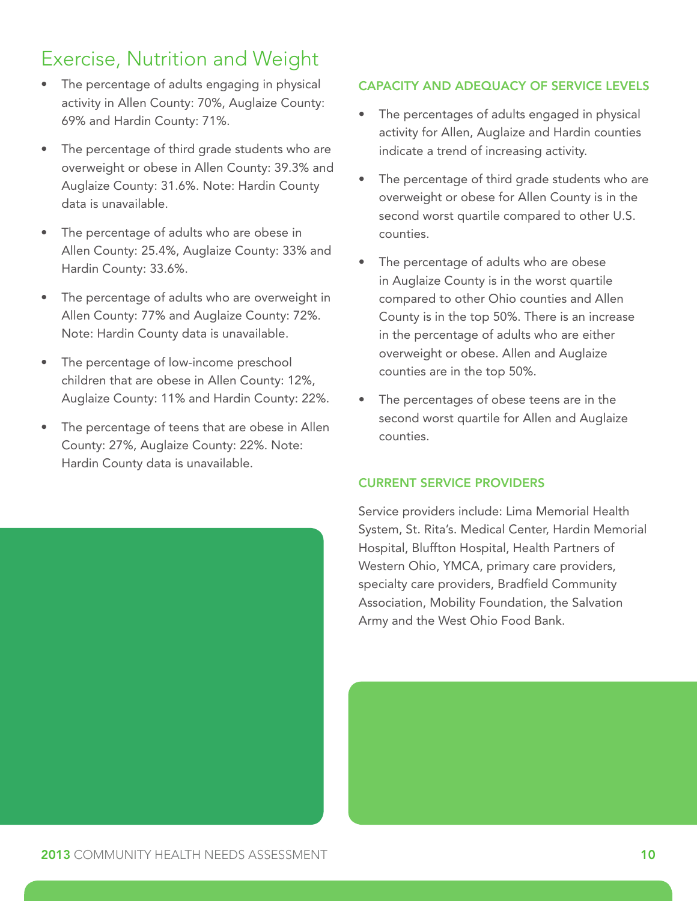# Exercise, Nutrition and Weight

- The percentage of adults engaging in physical activity in Allen County: 70%, Auglaize County: 69% and Hardin County: 71%.
- The percentage of third grade students who are overweight or obese in Allen County: 39.3% and Auglaize County: 31.6%. Note: Hardin County data is unavailable.
- The percentage of adults who are obese in Allen County: 25.4%, Auglaize County: 33% and Hardin County: 33.6%.
- The percentage of adults who are overweight in Allen County: 77% and Auglaize County: 72%. Note: Hardin County data is unavailable.
- The percentage of low-income preschool children that are obese in Allen County: 12%, Auglaize County: 11% and Hardin County: 22%.
- The percentage of teens that are obese in Allen County: 27%, Auglaize County: 22%. Note: Hardin County data is unavailable.

## CAPACITY AND ADEQUACY OF SERVICE LEVELS

- The percentages of adults engaged in physical activity for Allen, Auglaize and Hardin counties indicate a trend of increasing activity.
- The percentage of third grade students who are overweight or obese for Allen County is in the second worst quartile compared to other U.S. counties.
- The percentage of adults who are obese in Auglaize County is in the worst quartile compared to other Ohio counties and Allen County is in the top 50%. There is an increase in the percentage of adults who are either overweight or obese. Allen and Auglaize counties are in the top 50%.
- The percentages of obese teens are in the second worst quartile for Allen and Auglaize counties.

## CURRENT SERVICE PROVIDERS

Service providers include: Lima Memorial Health System, St. Rita's. Medical Center, Hardin Memorial Hospital, Bluffton Hospital, Health Partners of Western Ohio, YMCA, primary care providers, specialty care providers, Bradfield Community Association, Mobility Foundation, the Salvation Army and the West Ohio Food Bank.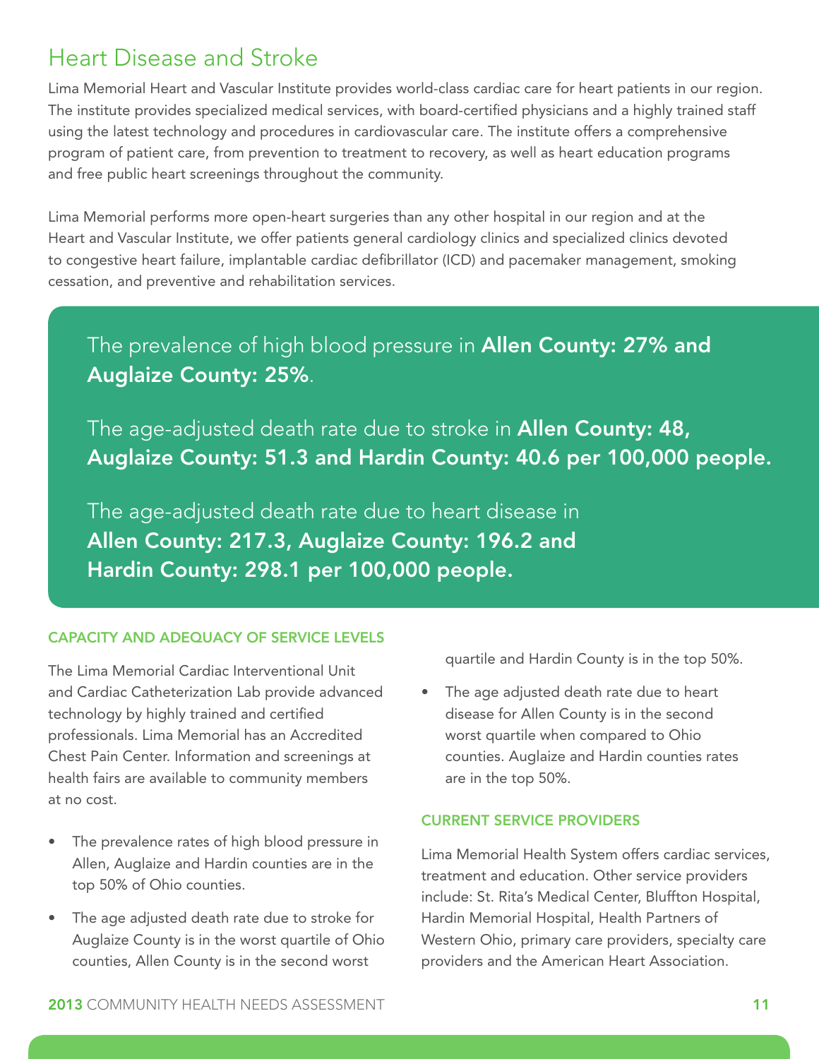# Heart Disease and Stroke

Lima Memorial Heart and Vascular Institute provides world-class cardiac care for heart patients in our region. The institute provides specialized medical services, with board-certified physicians and a highly trained staff using the latest technology and procedures in cardiovascular care. The institute offers a comprehensive program of patient care, from prevention to treatment to recovery, as well as heart education programs and free public heart screenings throughout the community.

Lima Memorial performs more open-heart surgeries than any other hospital in our region and at the Heart and Vascular Institute, we offer patients general cardiology clinics and specialized clinics devoted to congestive heart failure, implantable cardiac defibrillator (ICD) and pacemaker management, smoking cessation, and preventive and rehabilitation services.

The prevalence of high blood pressure in **Allen County: 27% and Auglaize County: 25%**.

The age-adjusted death rate due to stroke in **Allen County: 48, Auglaize County: 51.3 and Hardin County: 40.6 per 100,000 people.**

The age-adjusted death rate due to heart disease in **Allen County: 217.3, Auglaize County: 196.2 and Hardin County: 298.1 per 100,000 people.**

### CAPACITY AND ADEQUACY OF SERVICE LEVELS

The Lima Memorial Cardiac Interventional Unit and Cardiac Catheterization Lab provide advanced technology by highly trained and certified professionals. Lima Memorial has an Accredited Chest Pain Center. Information and screenings at health fairs are available to community members at no cost.

- The prevalence rates of high blood pressure in Allen, Auglaize and Hardin counties are in the top 50% of Ohio counties.
- The age adjusted death rate due to stroke for Auglaize County is in the worst quartile of Ohio counties, Allen County is in the second worst quartile and Hardin County is in the top 50%.
- The age adjusted death rate due to heart disease for Allen County is in the second worst quartile when compared to Ohio counties. Auglaize and Hardin counties rates are in the top 50%.

### CURRENT SERVICE PROVIDERS

Lima Memorial Health System offers cardiac services, treatment and education. Other service providers include: St. Rita's Medical Center, Bluffton Hospital, Hardin Memorial Hospital, Health Partners of Western Ohio, primary care providers, specialty care providers and the American Heart Association.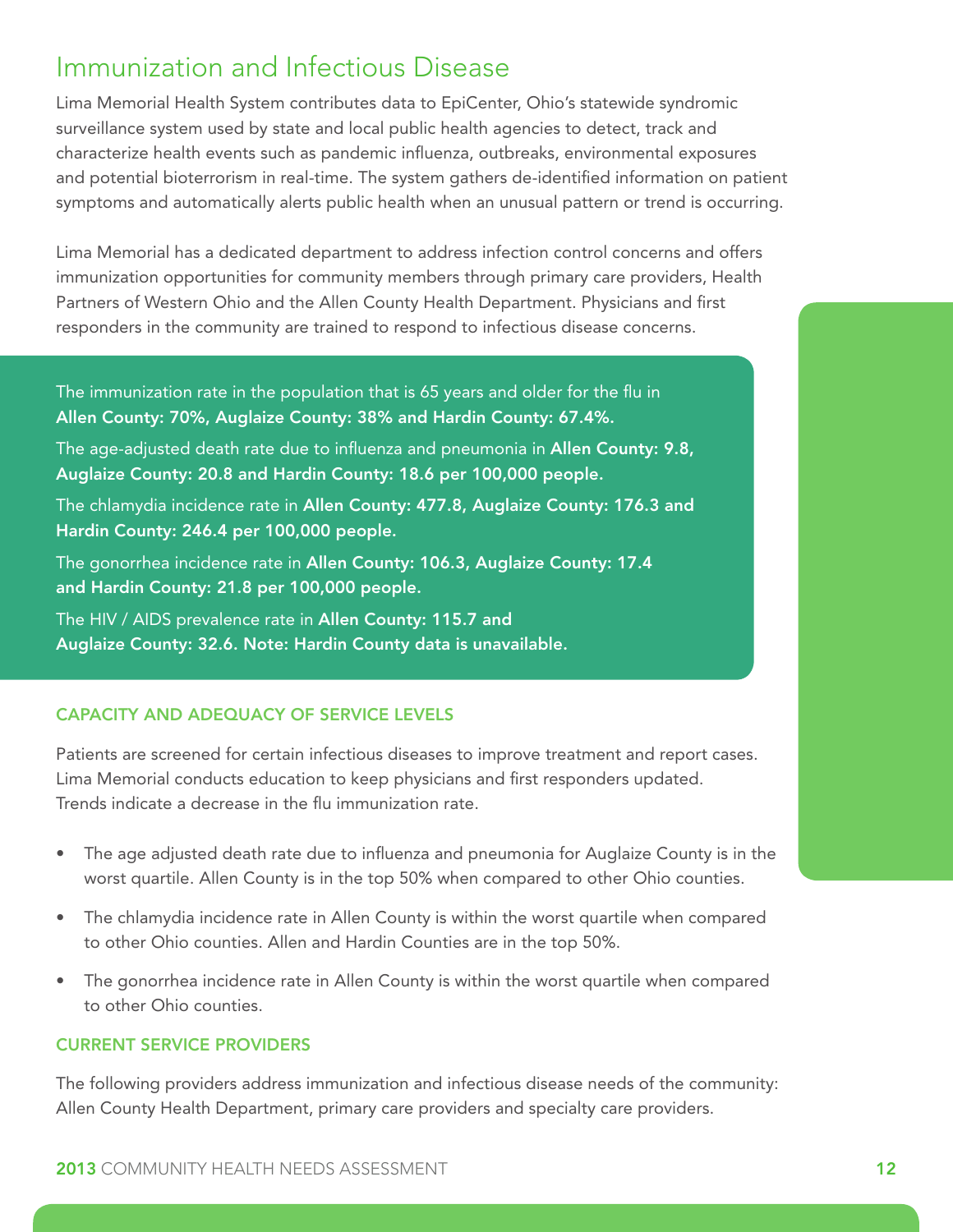# Immunization and Infectious Disease

Lima Memorial Health System contributes data to EpiCenter, Ohio's statewide syndromic surveillance system used by state and local public health agencies to detect, track and characterize health events such as pandemic influenza, outbreaks, environmental exposures and potential bioterrorism in real-time. The system gathers de-identified information on patient symptoms and automatically alerts public health when an unusual pattern or trend is occurring.

Lima Memorial has a dedicated department to address infection control concerns and offers immunization opportunities for community members through primary care providers, Health Partners of Western Ohio and the Allen County Health Department. Physicians and first responders in the community are trained to respond to infectious disease concerns.

The immunization rate in the population that is 65 years and older for the flu in **Allen County: 70%, Auglaize County: 38% and Hardin County: 67.4%.**

The age-adjusted death rate due to influenza and pneumonia in **Allen County: 9.8, Auglaize County: 20.8 and Hardin County: 18.6 per 100,000 people.**

The chlamydia incidence rate in **Allen County: 477.8, Auglaize County: 176.3 and Hardin County: 246.4 per 100,000 people.**

The gonorrhea incidence rate in **Allen County: 106.3, Auglaize County: 17.4 and Hardin County: 21.8 per 100,000 people.**

The HIV / AIDS prevalence rate in **Allen County: 115.7 and Auglaize County: 32.6. Note: Hardin County data is unavailable.**

### CAPACITY AND ADEQUACY OF SERVICE LEVELS

Patients are screened for certain infectious diseases to improve treatment and report cases. Lima Memorial conducts education to keep physicians and first responders updated. Trends indicate a decrease in the flu immunization rate.

- The age adjusted death rate due to influenza and pneumonia for Auglaize County is in the worst quartile. Allen County is in the top 50% when compared to other Ohio counties.
- The chlamydia incidence rate in Allen County is within the worst quartile when compared to other Ohio counties. Allen and Hardin Counties are in the top 50%.
- The gonorrhea incidence rate in Allen County is within the worst quartile when compared to other Ohio counties.

### CURRENT SERVICE PROVIDERS

The following providers address immunization and infectious disease needs of the community: Allen County Health Department, primary care providers and specialty care providers.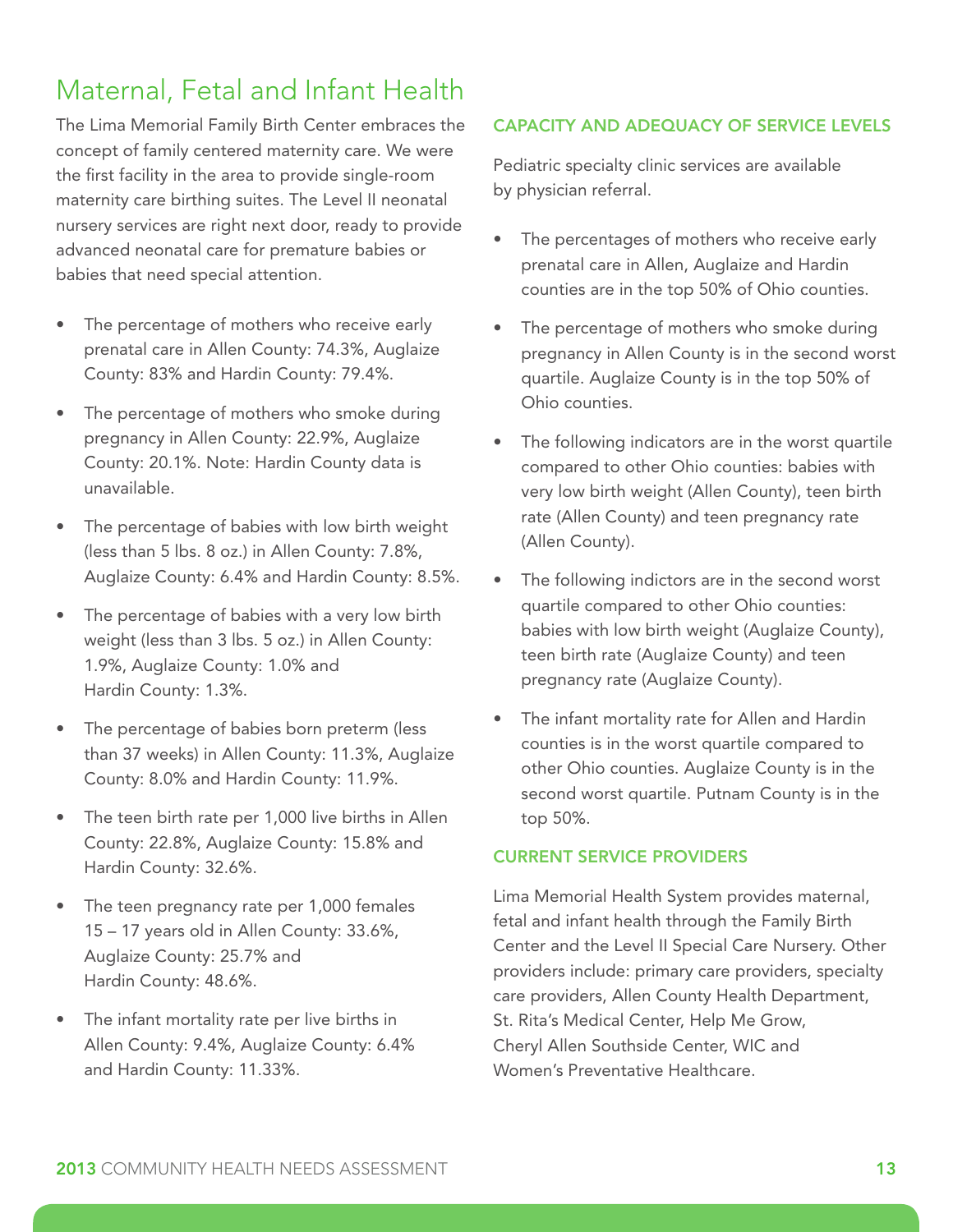# Maternal, Fetal and Infant Health

The Lima Memorial Family Birth Center embraces the concept of family centered maternity care. We were the first facility in the area to provide single-room maternity care birthing suites. The Level II neonatal nursery services are right next door, ready to provide advanced neonatal care for premature babies or babies that need special attention.

- The percentage of mothers who receive early prenatal care in Allen County: 74.3%, Auglaize County: 83% and Hardin County: 79.4%.
- The percentage of mothers who smoke during pregnancy in Allen County: 22.9%, Auglaize County: 20.1%. Note: Hardin County data is unavailable.
- The percentage of babies with low birth weight (less than 5 lbs. 8 oz.) in Allen County: 7.8%, Auglaize County: 6.4% and Hardin County: 8.5%.
- The percentage of babies with a very low birth weight (less than 3 lbs. 5 oz.) in Allen County: 1.9%, Auglaize County: 1.0% and Hardin County: 1.3%.
- The percentage of babies born preterm (less than 37 weeks) in Allen County: 11.3%, Auglaize County: 8.0% and Hardin County: 11.9%.
- The teen birth rate per 1,000 live births in Allen County: 22.8%, Auglaize County: 15.8% and Hardin County: 32.6%.
- The teen pregnancy rate per 1,000 females 15 – 17 years old in Allen County: 33.6%, Auglaize County: 25.7% and Hardin County: 48.6%.
- The infant mortality rate per live births in Allen County: 9.4%, Auglaize County: 6.4% and Hardin County: 11.33%.

### CAPACITY AND ADEQUACY OF SERVICE LEVELS

Pediatric specialty clinic services are available by physician referral.

- The percentages of mothers who receive early prenatal care in Allen, Auglaize and Hardin counties are in the top 50% of Ohio counties.
- The percentage of mothers who smoke during pregnancy in Allen County is in the second worst quartile. Auglaize County is in the top 50% of Ohio counties.
- The following indicators are in the worst quartile compared to other Ohio counties: babies with very low birth weight (Allen County), teen birth rate (Allen County) and teen pregnancy rate (Allen County).
- The following indictors are in the second worst quartile compared to other Ohio counties: babies with low birth weight (Auglaize County), teen birth rate (Auglaize County) and teen pregnancy rate (Auglaize County).
- The infant mortality rate for Allen and Hardin counties is in the worst quartile compared to other Ohio counties. Auglaize County is in the second worst quartile. Putnam County is in the top 50%.

### CURRENT SERVICE PROVIDERS

Lima Memorial Health System provides maternal, fetal and infant health through the Family Birth Center and the Level II Special Care Nursery. Other providers include: primary care providers, specialty care providers, Allen County Health Department, St. Rita's Medical Center, Help Me Grow, Cheryl Allen Southside Center, WIC and Women's Preventative Healthcare.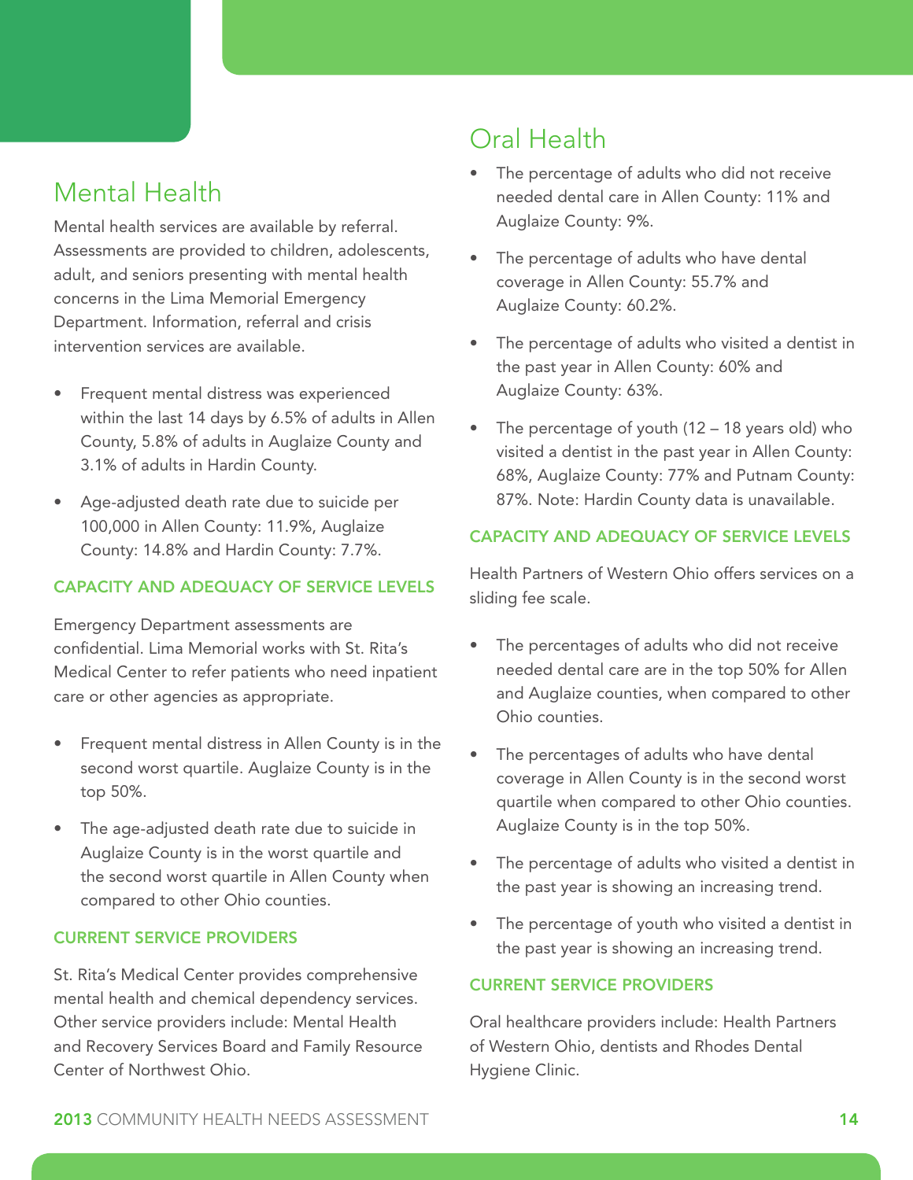## Mental Health

Mental health services are available by referral. Assessments are provided to children, adolescents, adult, and seniors presenting with mental health concerns in the Lima Memorial Emergency Department. Information, referral and crisis intervention services are available.

- Frequent mental distress was experienced within the last 14 days by 6.5% of adults in Allen County, 5.8% of adults in Auglaize County and 3.1% of adults in Hardin County.
- Age-adjusted death rate due to suicide per 100,000 in Allen County: 11.9%, Auglaize County: 14.8% and Hardin County: 7.7%.

### CAPACITY AND ADEQUACY OF SERVICE LEVELS

Emergency Department assessments are confidential. Lima Memorial works with St. Rita's Medical Center to refer patients who need inpatient care or other agencies as appropriate.

- Frequent mental distress in Allen County is in the second worst quartile. Auglaize County is in the top 50%.
- The age-adjusted death rate due to suicide in Auglaize County is in the worst quartile and the second worst quartile in Allen County when compared to other Ohio counties.

### CURRENT SERVICE PROVIDERS

St. Rita's Medical Center provides comprehensive mental health and chemical dependency services. Other service providers include: Mental Health and Recovery Services Board and Family Resource Center of Northwest Ohio.

## Oral Health

- The percentage of adults who did not receive needed dental care in Allen County: 11% and Auglaize County: 9%.
- The percentage of adults who have dental coverage in Allen County: 55.7% and Auglaize County: 60.2%.
- The percentage of adults who visited a dentist in the past year in Allen County: 60% and Auglaize County: 63%.
- The percentage of youth (12 – 18 years old) who visited a dentist in the past year in Allen County: 68%, Auglaize County: 77% and Putnam County: 87%. Note: Hardin County data is unavailable.

### CAPACITY AND ADEQUACY OF SERVICE LEVELS

Health Partners of Western Ohio offers services on a sliding fee scale.

- The percentages of adults who did not receive needed dental care are in the top 50% for Allen and Auglaize counties, when compared to other Ohio counties.
- The percentages of adults who have dental coverage in Allen County is in the second worst quartile when compared to other Ohio counties. Auglaize County is in the top 50%.
- The percentage of adults who visited a dentist in the past year is showing an increasing trend.
- The percentage of youth who visited a dentist in the past year is showing an increasing trend.

### CURRENT SERVICE PROVIDERS

Oral healthcare providers include: Health Partners of Western Ohio, dentists and Rhodes Dental Hygiene Clinic.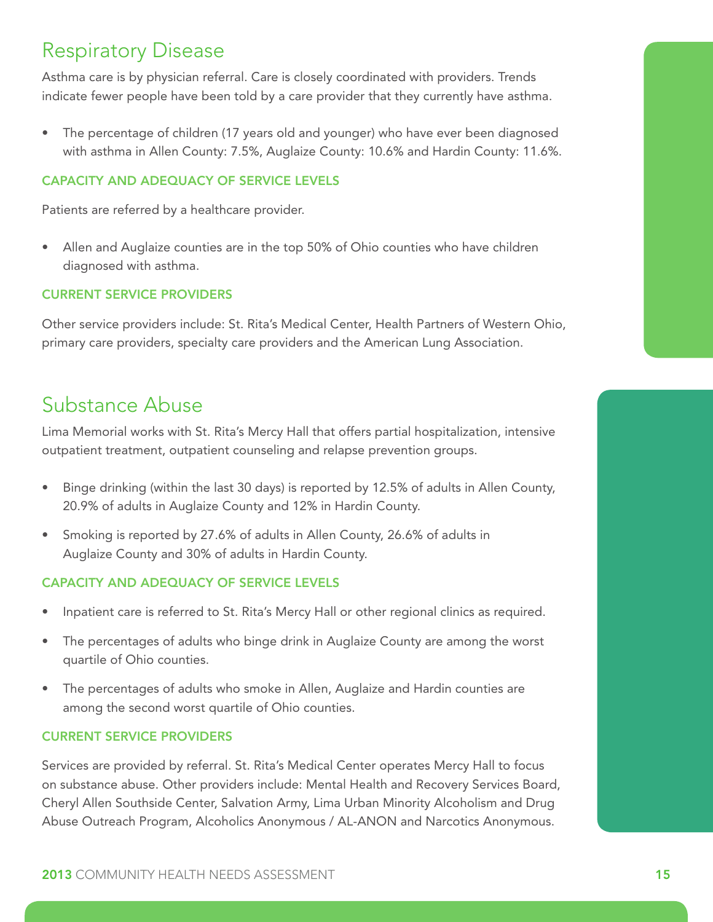## Respiratory Disease

Asthma care is by physician referral. Care is closely coordinated with providers. Trends indicate fewer people have been told by a care provider that they currently have asthma.

- The percentage of children (17 years old and younger) who have ever been diagnosed with asthma in Allen County: 7.5%, Auglaize County: 10.6% and Hardin County: 11.6%.

### CAPACITY AND ADEQUACY OF SERVICE LEVELS

Patients are referred by a healthcare provider.

- Allen and Auglaize counties are in the top 50% of Ohio counties who have children diagnosed with asthma.

### CURRENT SERVICE PROVIDERS

Other service providers include: St. Rita's Medical Center, Health Partners of Western Ohio, primary care providers, specialty care providers and the American Lung Association.

## Substance Abuse

Lima Memorial works with St. Rita's Mercy Hall that offers partial hospitalization, intensive outpatient treatment, outpatient counseling and relapse prevention groups.

- Binge drinking (within the last 30 days) is reported by 12.5% of adults in Allen County, 20.9% of adults in Auglaize County and 12% in Hardin County.
- Smoking is reported by 27.6% of adults in Allen County, 26.6% of adults in Auglaize County and 30% of adults in Hardin County.

### CAPACITY AND ADEQUACY OF SERVICE LEVELS

- Inpatient care is referred to St. Rita's Mercy Hall or other regional clinics as required.
- The percentages of adults who binge drink in Auglaize County are among the worst quartile of Ohio counties.
- The percentages of adults who smoke in Allen, Auglaize and Hardin counties are among the second worst quartile of Ohio counties.

### CURRENT SERVICE PROVIDERS

Services are provided by referral. St. Rita's Medical Center operates Mercy Hall to focus on substance abuse. Other providers include: Mental Health and Recovery Services Board, Cheryl Allen Southside Center, Salvation Army, Lima Urban Minority Alcoholism and Drug Abuse Outreach Program, Alcoholics Anonymous / AL-ANON and Narcotics Anonymous.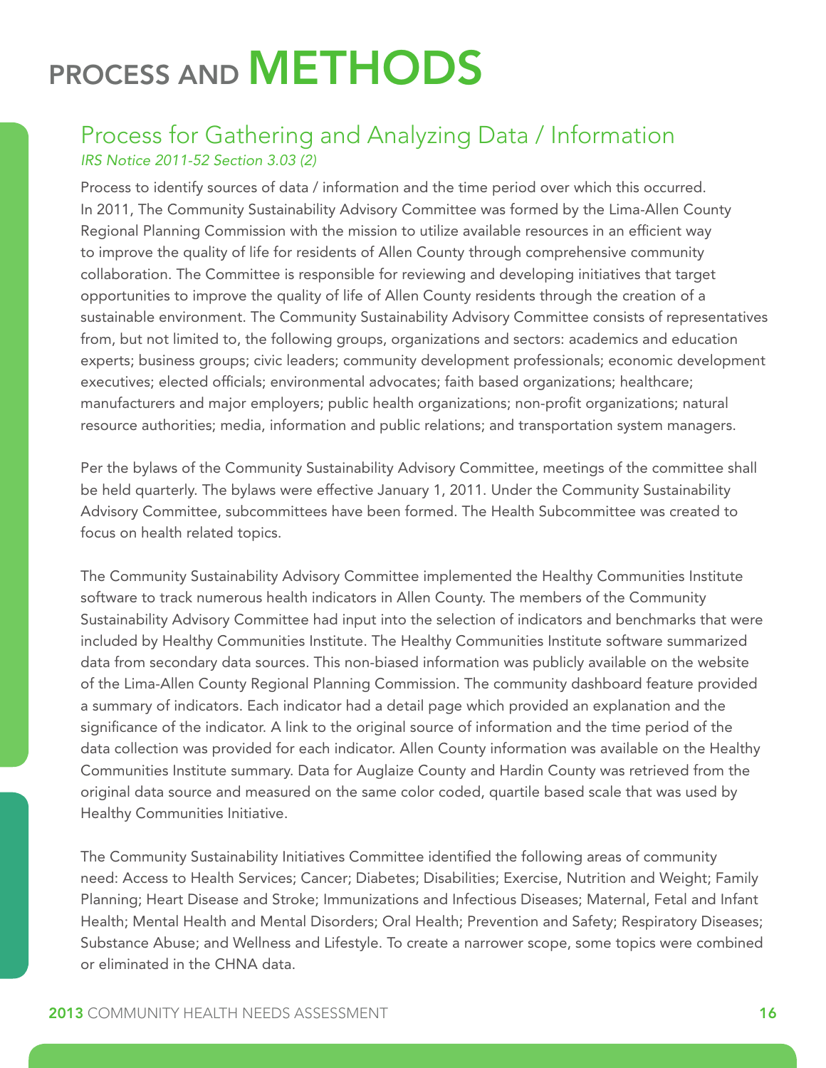# PROCESS AND METHODS

## Process for Gathering and Analyzing Data / Information

*IRS Notice 2011-52 Section 3.03 (2)*

Process to identify sources of data / information and the time period over which this occurred. In 2011, The Community Sustainability Advisory Committee was formed by the Lima-Allen County Regional Planning Commission with the mission to utilize available resources in an efficient way to improve the quality of life for residents of Allen County through comprehensive community collaboration. The Committee is responsible for reviewing and developing initiatives that target opportunities to improve the quality of life of Allen County residents through the creation of a sustainable environment. The Community Sustainability Advisory Committee consists of representatives from, but not limited to, the following groups, organizations and sectors: academics and education experts; business groups; civic leaders; community development professionals; economic development executives; elected officials; environmental advocates; faith based organizations; healthcare; manufacturers and major employers; public health organizations; non-profit organizations; natural resource authorities; media, information and public relations; and transportation system managers.

Per the bylaws of the Community Sustainability Advisory Committee, meetings of the committee shall be held quarterly. The bylaws were effective January 1, 2011. Under the Community Sustainability Advisory Committee, subcommittees have been formed. The Health Subcommittee was created to focus on health related topics.

The Community Sustainability Advisory Committee implemented the Healthy Communities Institute software to track numerous health indicators in Allen County. The members of the Community Sustainability Advisory Committee had input into the selection of indicators and benchmarks that were included by Healthy Communities Institute. The Healthy Communities Institute software summarized data from secondary data sources. This non-biased information was publicly available on the website of the Lima-Allen County Regional Planning Commission. The community dashboard feature provided a summary of indicators. Each indicator had a detail page which provided an explanation and the significance of the indicator. A link to the original source of information and the time period of the data collection was provided for each indicator. Allen County information was available on the Healthy Communities Institute summary. Data for Auglaize County and Hardin County was retrieved from the original data source and measured on the same color coded, quartile based scale that was used by Healthy Communities Initiative.

The Community Sustainability Initiatives Committee identified the following areas of community need: Access to Health Services; Cancer; Diabetes; Disabilities; Exercise, Nutrition and Weight; Family Planning; Heart Disease and Stroke; Immunizations and Infectious Diseases; Maternal, Fetal and Infant Health; Mental Health and Mental Disorders; Oral Health; Prevention and Safety; Respiratory Diseases; Substance Abuse; and Wellness and Lifestyle. To create a narrower scope, some topics were combined or eliminated in the CHNA data.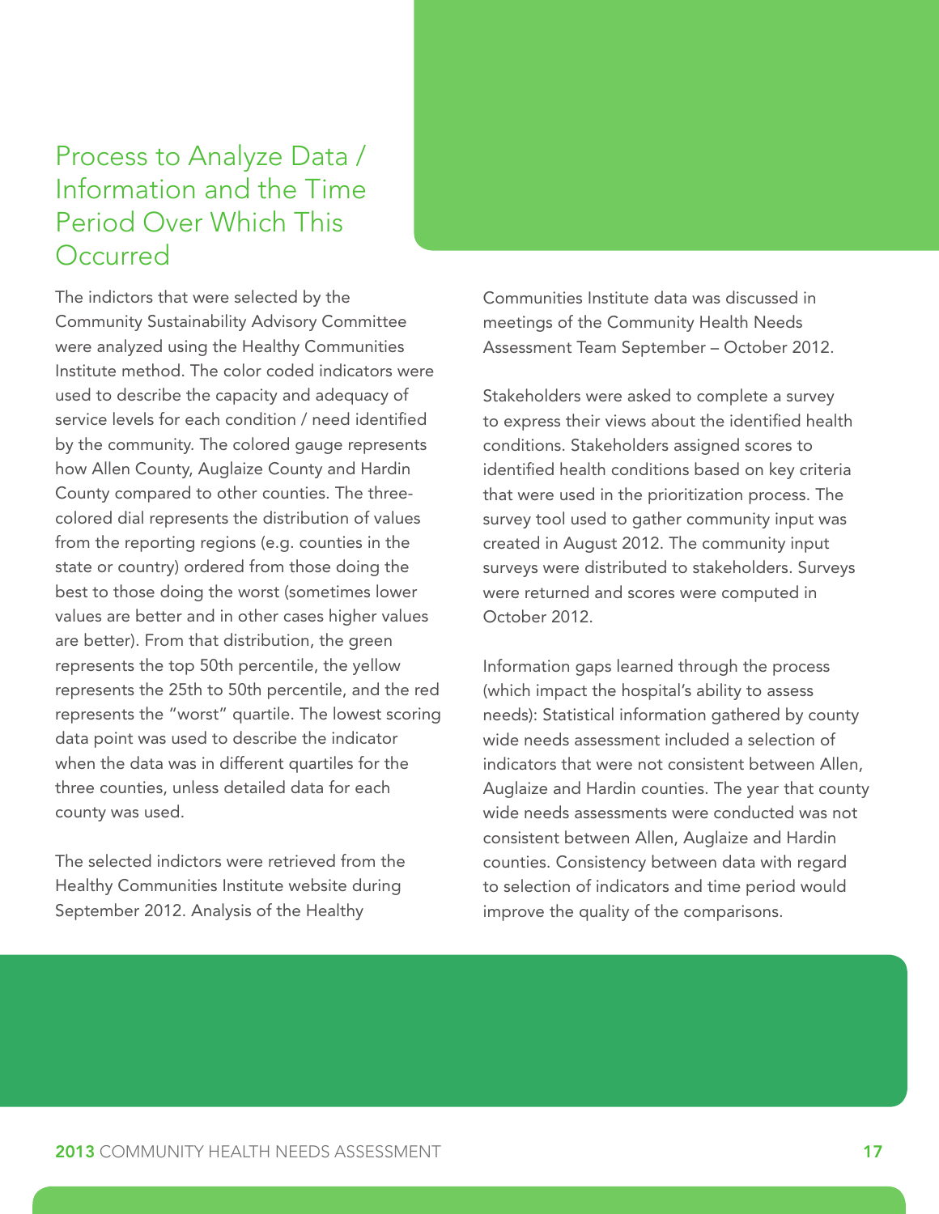## Process to Analyze Data / Information and the Time Period Over Which This Occurred

The indictors that were selected by the Community Sustainability Advisory Committee were analyzed using the Healthy Communities Institute method. The color coded indicators were used to describe the capacity and adequacy of service levels for each condition / need identified by the community. The colored gauge represents how Allen County, Auglaize County and Hardin County compared to other counties. The three-colored dial represents the distribution of values from the reporting regions (e.g. counties in the state or country) ordered from those doing the best to those doing the worst (sometimes lower values are better and in other cases higher values are better). From that distribution, the green represents the top 50th percentile, the yellow represents the 25th to 50th percentile, and the red represents the "worst" quartile. The lowest scoring data point was used to describe the indicator when the data was in different quartiles for the three counties, unless detailed data for each county was used.

The selected indictors were retrieved from the Healthy Communities Institute website during September 2012. Analysis of the Healthy Communities Institute data was discussed in meetings of the Community Health Needs Assessment Team September – October 2012.

Stakeholders were asked to complete a survey to express their views about the identified health conditions. Stakeholders assigned scores to identified health conditions based on key criteria that were used in the prioritization process. The survey tool used to gather community input was created in August 2012. The community input surveys were distributed to stakeholders. Surveys were returned and scores were computed in October 2012.

Information gaps learned through the process (which impact the hospital's ability to assess needs): Statistical information gathered by county wide needs assessment included a selection of indicators that were not consistent between Allen, Auglaize and Hardin counties. The year that county wide needs assessments were conducted was not consistent between Allen, Auglaize and Hardin counties. Consistency between data with regard to selection of indicators and time period would improve the quality of the comparisons.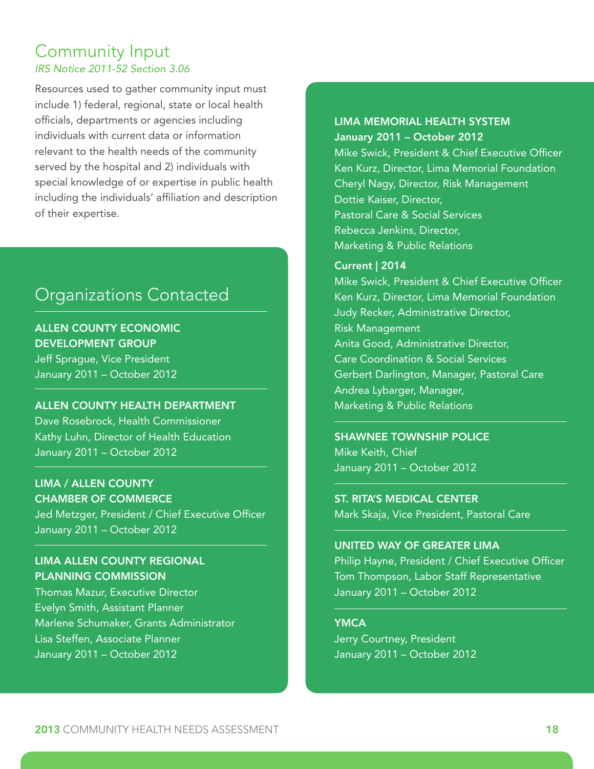## Community Input

*IRS Notice 2011-52 Section 3.06*

Resources used to gather community input must include 1) federal, regional, state or local health officials, departments or agencies including individuals with current data or information relevant to the health needs of the community served by the hospital and 2) individuals with special knowledge of or expertise in public health including the individuals' affiliation and description of their expertise.

## Organizations Contacted

**ALLEN COUNTY ECONOMIC DEVELOPMENT GROUP**
Jeff Sprague, Vice President
January 2011 – October 2012

**ALLEN COUNTY HEALTH DEPARTMENT**
Dave Rosebrock, Health Commissioner
Kathy Luhn, Director of Health Education
January 2011 – October 2012

**LIMA / ALLEN COUNTY CHAMBER OF COMMERCE**
Jed Metzger, President / Chief Executive Officer
January 2011 – October 2012

**LIMA ALLEN COUNTY REGIONAL PLANNING COMMISSION**
Thomas Mazur, Executive Director
Evelyn Smith, Assistant Planner
Marlene Schumaker, Grants Administrator
Lisa Steffen, Associate Planner
January 2011 – October 2012

**LIMA MEMORIAL HEALTH SYSTEM**

**January 2011 – October 2012**
Mike Swick, President & Chief Executive Officer
Ken Kurz, Director, Lima Memorial Foundation
Cheryl Nagy, Director, Risk Management
Dottie Kaiser, Director, Pastoral Care & Social Services
Rebecca Jenkins, Director, Marketing & Public Relations

**Current | 2014**
Mike Swick, President & Chief Executive Officer
Ken Kurz, Director, Lima Memorial Foundation
Judy Recker, Administrative Director, Risk Management
Anita Good, Administrative Director, Care Coordination & Social Services
Gerbert Darlington, Manager, Pastoral Care
Andrea Lybarger, Manager, Marketing & Public Relations

**SHAWNEE TOWNSHIP POLICE**
Mike Keith, Chief
January 2011 – October 2012

**ST. RITA'S MEDICAL CENTER**
Mark Skaja, Vice President, Pastoral Care

**UNITED WAY OF GREATER LIMA**
Philip Hayne, President / Chief Executive Officer
Tom Thompson, Labor Staff Representative
January 2011 – October 2012

**YMCA**
Jerry Courtney, President
January 2011 – October 2012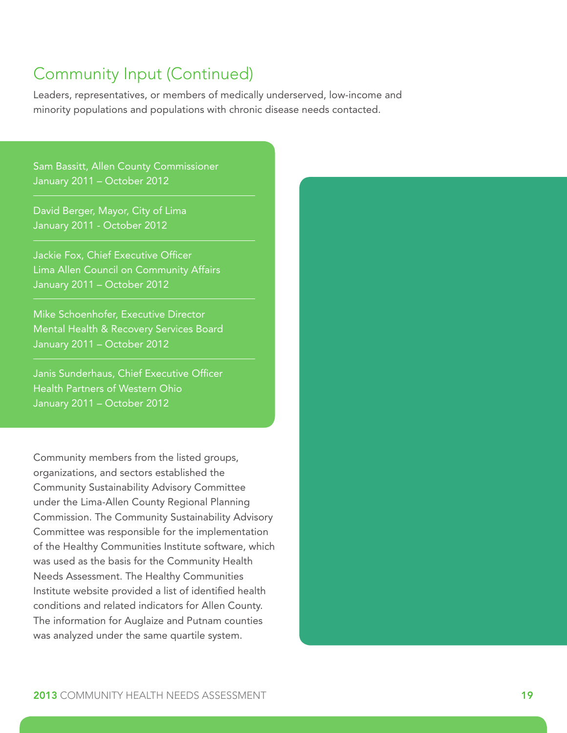## Community Input (Continued)

Leaders, representatives, or members of medically underserved, low-income and minority populations and populations with chronic disease needs contacted.

Sam Bassitt, Allen County Commissioner
January 2011 – October 2012

David Berger, Mayor, City of Lima
January 2011 - October 2012

Jackie Fox, Chief Executive Officer
Lima Allen Council on Community Affairs
January 2011 – October 2012

Mike Schoenhofer, Executive Director
Mental Health & Recovery Services Board
January 2011 – October 2012

Janis Sunderhaus, Chief Executive Officer
Health Partners of Western Ohio
January 2011 – October 2012

Community members from the listed groups, organizations, and sectors established the Community Sustainability Advisory Committee under the Lima-Allen County Regional Planning Commission. The Community Sustainability Advisory Committee was responsible for the implementation of the Healthy Communities Institute software, which was used as the basis for the Community Health Needs Assessment. The Healthy Communities Institute website provided a list of identified health conditions and related indicators for Allen County. The information for Auglaize and Putnam counties was analyzed under the same quartile system.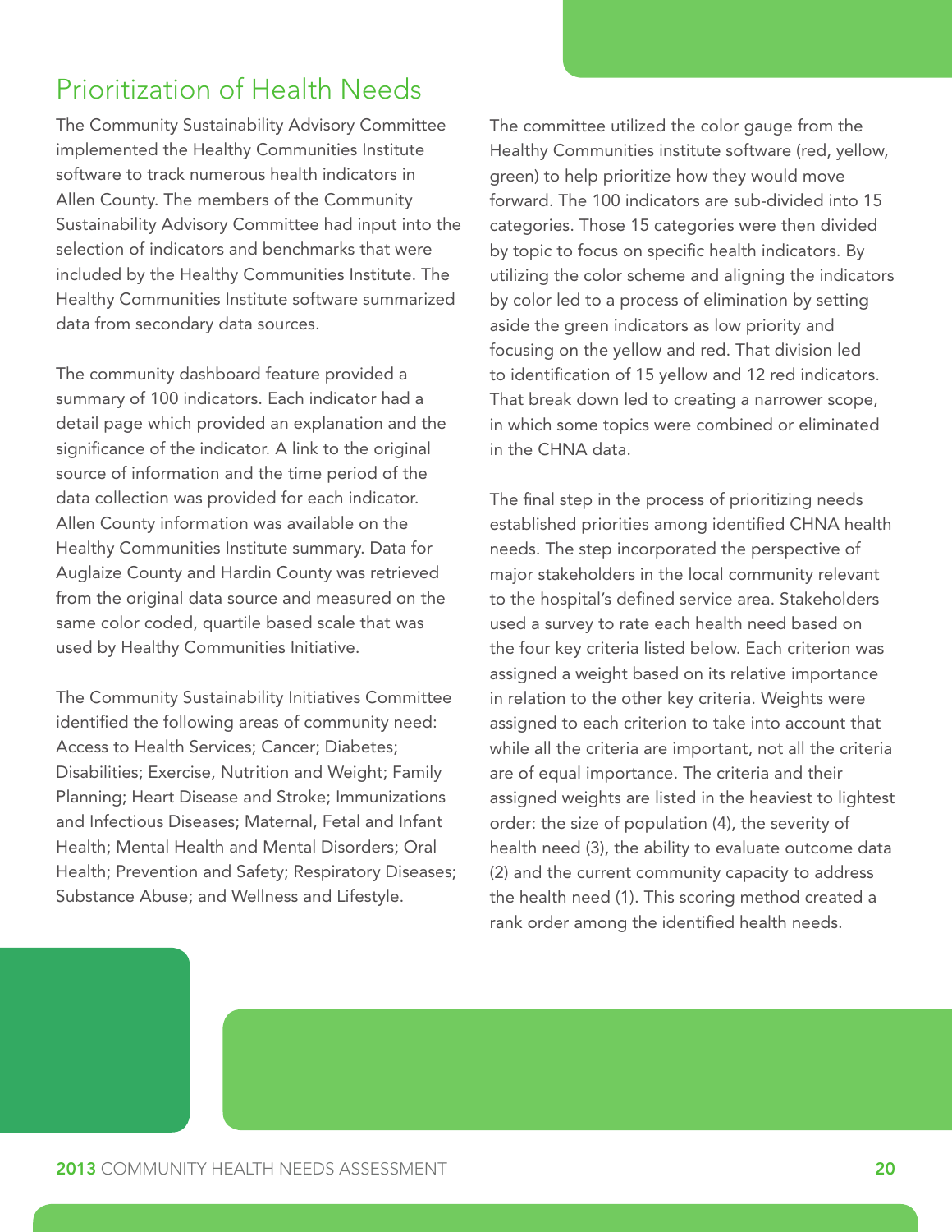# Prioritization of Health Needs

The Community Sustainability Advisory Committee implemented the Healthy Communities Institute software to track numerous health indicators in Allen County. The members of the Community Sustainability Advisory Committee had input into the selection of indicators and benchmarks that were included by the Healthy Communities Institute. The Healthy Communities Institute software summarized data from secondary data sources.

The community dashboard feature provided a summary of 100 indicators. Each indicator had a detail page which provided an explanation and the significance of the indicator. A link to the original source of information and the time period of the data collection was provided for each indicator. Allen County information was available on the Healthy Communities Institute summary. Data for Auglaize County and Hardin County was retrieved from the original data source and measured on the same color coded, quartile based scale that was used by Healthy Communities Initiative.

The Community Sustainability Initiatives Committee identified the following areas of community need: Access to Health Services; Cancer; Diabetes; Disabilities; Exercise, Nutrition and Weight; Family Planning; Heart Disease and Stroke; Immunizations and Infectious Diseases; Maternal, Fetal and Infant Health; Mental Health and Mental Disorders; Oral Health; Prevention and Safety; Respiratory Diseases; Substance Abuse; and Wellness and Lifestyle.

The committee utilized the color gauge from the Healthy Communities institute software (red, yellow, green) to help prioritize how they would move forward. The 100 indicators are sub-divided into 15 categories. Those 15 categories were then divided by topic to focus on specific health indicators. By utilizing the color scheme and aligning the indicators by color led to a process of elimination by setting aside the green indicators as low priority and focusing on the yellow and red. That division led to identification of 15 yellow and 12 red indicators. That break down led to creating a narrower scope, in which some topics were combined or eliminated in the CHNA data.

The final step in the process of prioritizing needs established priorities among identified CHNA health needs. The step incorporated the perspective of major stakeholders in the local community relevant to the hospital's defined service area. Stakeholders used a survey to rate each health need based on the four key criteria listed below. Each criterion was assigned a weight based on its relative importance in relation to the other key criteria. Weights were assigned to each criterion to take into account that while all the criteria are important, not all the criteria are of equal importance. The criteria and their assigned weights are listed in the heaviest to lightest order: the size of population (4), the severity of health need (3), the ability to evaluate outcome data (2) and the current community capacity to address the health need (1). This scoring method created a rank order among the identified health needs.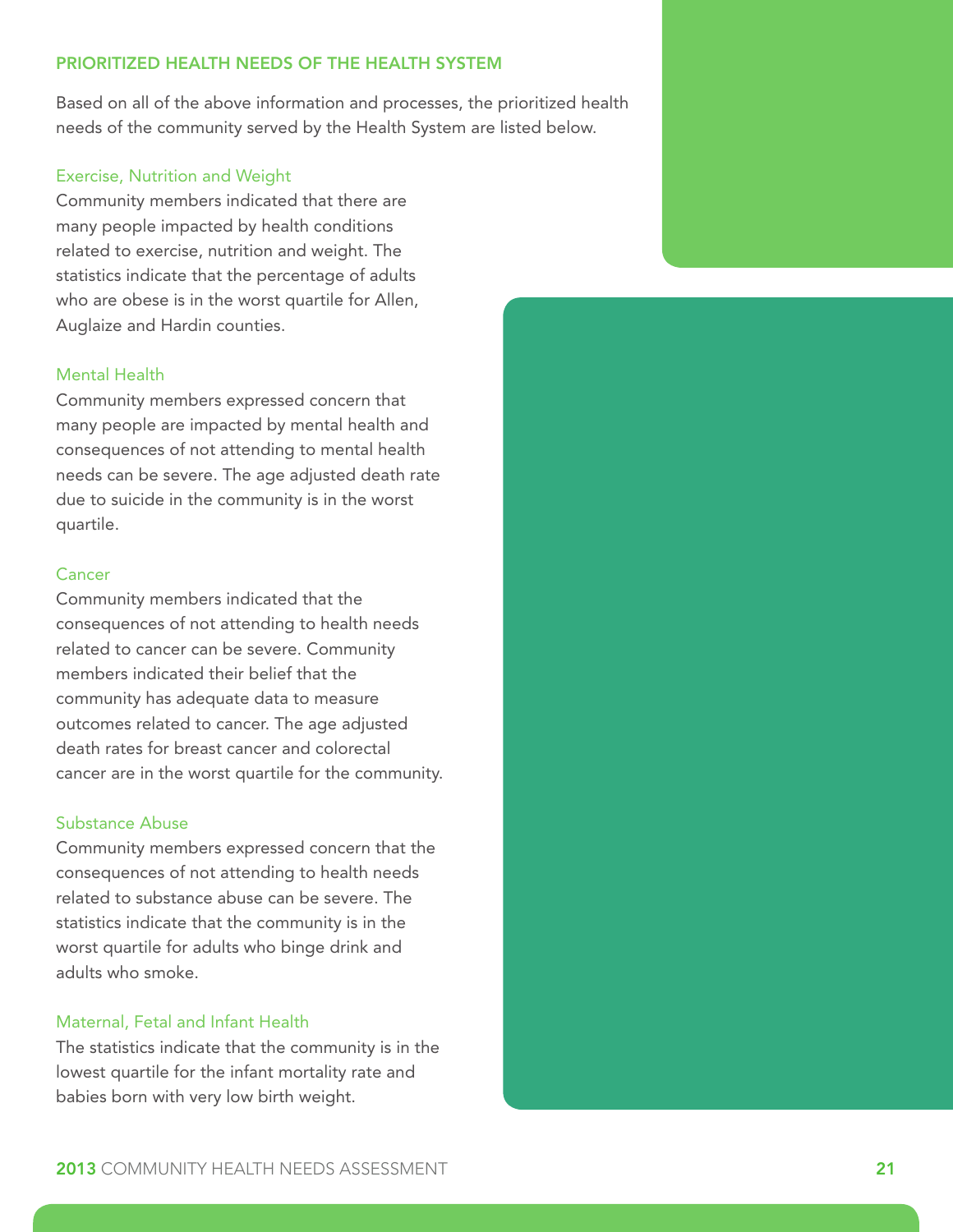## PRIORITIZED HEALTH NEEDS OF THE HEALTH SYSTEM

Based on all of the above information and processes, the prioritized health needs of the community served by the Health System are listed below.

### Exercise, Nutrition and Weight

Community members indicated that there are many people impacted by health conditions related to exercise, nutrition and weight. The statistics indicate that the percentage of adults who are obese is in the worst quartile for Allen, Auglaize and Hardin counties.

### Mental Health

Community members expressed concern that many people are impacted by mental health and consequences of not attending to mental health needs can be severe. The age adjusted death rate due to suicide in the community is in the worst quartile.

### Cancer

Community members indicated that the consequences of not attending to health needs related to cancer can be severe. Community members indicated their belief that the community has adequate data to measure outcomes related to cancer. The age adjusted death rates for breast cancer and colorectal cancer are in the worst quartile for the community.

### Substance Abuse

Community members expressed concern that the consequences of not attending to health needs related to substance abuse can be severe. The statistics indicate that the community is in the worst quartile for adults who binge drink and adults who smoke.

### Maternal, Fetal and Infant Health

The statistics indicate that the community is in the lowest quartile for the infant mortality rate and babies born with very low birth weight.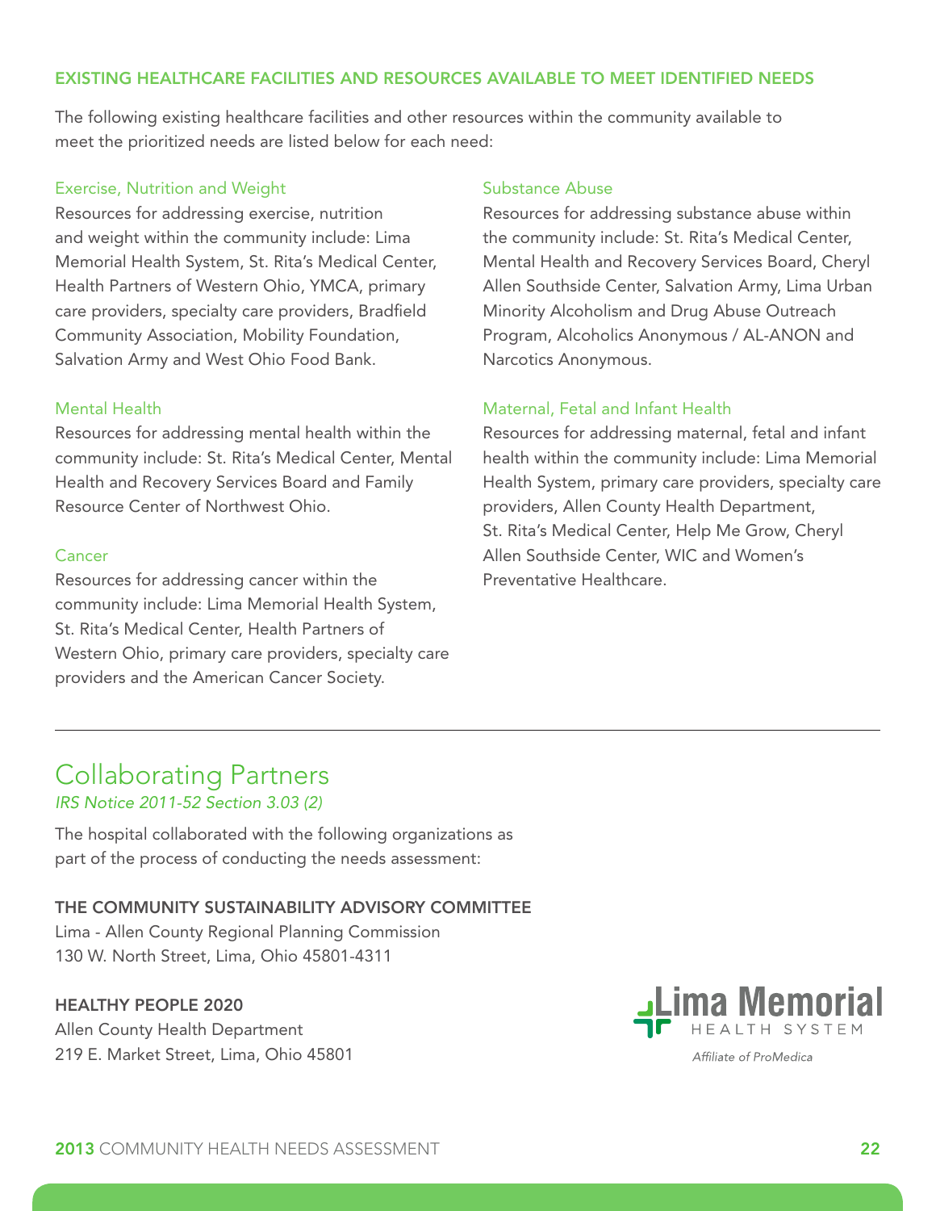### EXISTING HEALTHCARE FACILITIES AND RESOURCES AVAILABLE TO MEET IDENTIFIED NEEDS

The following existing healthcare facilities and other resources within the community available to meet the prioritized needs are listed below for each need:

#### Exercise, Nutrition and Weight

Resources for addressing exercise, nutrition and weight within the community include: Lima Memorial Health System, St. Rita's Medical Center, Health Partners of Western Ohio, YMCA, primary care providers, specialty care providers, Bradfield Community Association, Mobility Foundation, Salvation Army and West Ohio Food Bank.

#### Mental Health

Resources for addressing mental health within the community include: St. Rita's Medical Center, Mental Health and Recovery Services Board and Family Resource Center of Northwest Ohio.

#### Cancer

Resources for addressing cancer within the community include: Lima Memorial Health System, St. Rita's Medical Center, Health Partners of Western Ohio, primary care providers, specialty care providers and the American Cancer Society.

#### Substance Abuse

Resources for addressing substance abuse within the community include: St. Rita's Medical Center, Mental Health and Recovery Services Board, Cheryl Allen Southside Center, Salvation Army, Lima Urban Minority Alcoholism and Drug Abuse Outreach Program, Alcoholics Anonymous / AL-ANON and Narcotics Anonymous.

#### Maternal, Fetal and Infant Health

Resources for addressing maternal, fetal and infant health within the community include: Lima Memorial Health System, primary care providers, specialty care providers, Allen County Health Department, St. Rita's Medical Center, Help Me Grow, Cheryl Allen Southside Center, WIC and Women's Preventative Healthcare.

## Collaborating Partners

*IRS Notice 2011-52 Section 3.03 (2)*

The hospital collaborated with the following organizations as part of the process of conducting the needs assessment:

**THE COMMUNITY SUSTAINABILITY ADVISORY COMMITTEE**
Lima - Allen County Regional Planning Commission
130 W. North Street, Lima, Ohio 45801-4311

**HEALTHY PEOPLE 2020**
Allen County Health Department
219 E. Market Street, Lima, Ohio 45801

Lima Memorial HEALTH SYSTEM
*Affiliate of ProMedica*